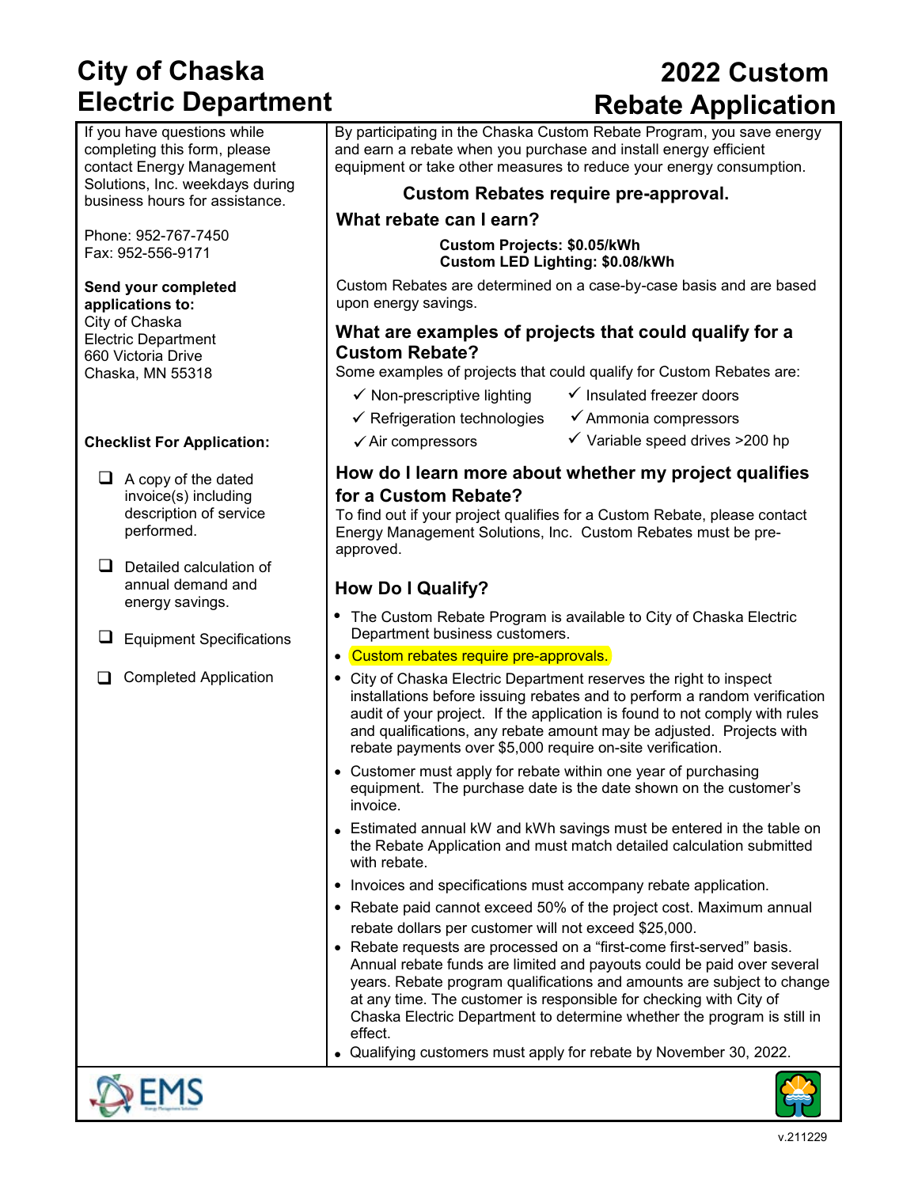# City of Chaska Electric Department

# 2022 Custom Rebate Application

If you have questions while completing this form, please contact Energy Management Solutions, Inc. weekdays during business hours for assistance.

Phone: 952-767-7450
Fax: 952-556-9171

**Send your completed applications to:**
City of Chaska
Electric Department
660 Victoria Drive
Chaska, MN 55318

**Checklist For Application:**

- ❑ A copy of the dated invoice(s) including description of service performed.
- ❑ Detailed calculation of annual demand and energy savings.
- ❑ Equipment Specifications
- ❑ Completed Application

By participating in the Chaska Custom Rebate Program, you save energy and earn a rebate when you purchase and install energy efficient equipment or take other measures to reduce your energy consumption.

**Custom Rebates require pre-approval.**

## What rebate can I earn?

**Custom Projects: $0.05/kWh**
**Custom LED Lighting: $0.08/kWh**

Custom Rebates are determined on a case-by-case basis and are based upon energy savings.

## What are examples of projects that could qualify for a Custom Rebate?

Some examples of projects that could qualify for Custom Rebates are:

- ✓ Non-prescriptive lighting
- ✓ Refrigeration technologies
- ✓ Air compressors
- ✓ Insulated freezer doors
- ✓ Ammonia compressors
- ✓ Variable speed drives >200 hp

## How do I learn more about whether my project qualifies for a Custom Rebate?

To find out if your project qualifies for a Custom Rebate, please contact Energy Management Solutions, Inc. Custom Rebates must be pre-approved.

## How Do I Qualify?

- The Custom Rebate Program is available to City of Chaska Electric Department business customers.
- Custom rebates require pre-approvals.
- City of Chaska Electric Department reserves the right to inspect installations before issuing rebates and to perform a random verification audit of your project. If the application is found to not comply with rules and qualifications, any rebate amount may be adjusted. Projects with rebate payments over $5,000 require on-site verification.
- Customer must apply for rebate within one year of purchasing equipment. The purchase date is the date shown on the customer's invoice.
- Estimated annual kW and kWh savings must be entered in the table on the Rebate Application and must match detailed calculation submitted with rebate.
- Invoices and specifications must accompany rebate application.
- Rebate paid cannot exceed 50% of the project cost. Maximum annual rebate dollars per customer will not exceed $25,000.
- Rebate requests are processed on a "first-come first-served" basis. Annual rebate funds are limited and payouts could be paid over several years. Rebate program qualifications and amounts are subject to change at any time. The customer is responsible for checking with City of Chaska Electric Department to determine whether the program is still in effect.
- Qualifying customers must apply for rebate by November 30, 2022.

v.211229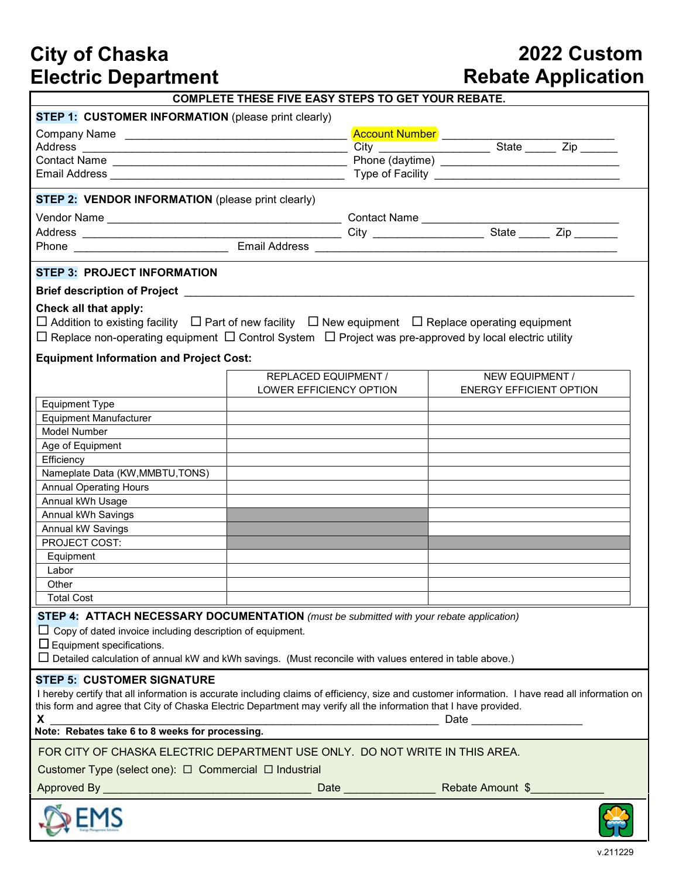# City of Chaska Electric Department

# 2022 Custom Rebate Application

**COMPLETE THESE FIVE EASY STEPS TO GET YOUR REBATE.**

## STEP 1: CUSTOMER INFORMATION (please print clearly)

Company Name ____________________________________ Account Number ____________________________

Address ____________________________________ City __________________ State _____ Zip ______

Contact Name ____________________________________ Phone (daytime) ____________________________

Email Address ____________________________________ Type of Facility ____________________________

## STEP 2: VENDOR INFORMATION (please print clearly)

Vendor Name ____________________________________ Contact Name ____________________________

Address ____________________________________ City __________________ State _____ Zip _______

Phone ________________________ Email Address ____________________________________________

## STEP 3: PROJECT INFORMATION

**Brief description of Project** ________________________________________________________________

**Check all that apply:**

☐ Addition to existing facility ☐ Part of new facility ☐ New equipment ☐ Replace operating equipment

☐ Replace non-operating equipment ☐ Control System ☐ Project was pre-approved by local electric utility

**Equipment Information and Project Cost:**

| | REPLACED EQUIPMENT / LOWER EFFICIENCY OPTION | NEW EQUIPMENT / ENERGY EFFICIENT OPTION |
|---|---|---|
| Equipment Type | | |
| Equipment Manufacturer | | |
| Model Number | | |
| Age of Equipment | | |
| Efficiency | | |
| Nameplate Data (KW,MMBTU,TONS) | | |
| Annual Operating Hours | | |
| Annual kWh Usage | | |
| Annual kWh Savings | | |
| Annual kW Savings | | |
| PROJECT COST: | | |
| Equipment | | |
| Labor | | |
| Other | | |
| Total Cost | | |

## STEP 4: ATTACH NECESSARY DOCUMENTATION *(must be submitted with your rebate application)*

☐ Copy of dated invoice including description of equipment.

☐ Equipment specifications.

☐ Detailed calculation of annual kW and kWh savings. (Must reconcile with values entered in table above.)

## STEP 5: CUSTOMER SIGNATURE

I hereby certify that all information is accurate including claims of efficiency, size and customer information. I have read all information on this form and agree that City of Chaska Electric Department may verify all the information that I have provided.

**X** ______________________________________________________________ Date __________________

**Note: Rebates take 6 to 8 weeks for processing.**

FOR CITY OF CHASKA ELECTRIC DEPARTMENT USE ONLY. DO NOT WRITE IN THIS AREA.

Customer Type (select one): ☐ Commercial ☐ Industrial

Approved By _________________________________ Date _______________ Rebate Amount $____________

EMS

v.211229